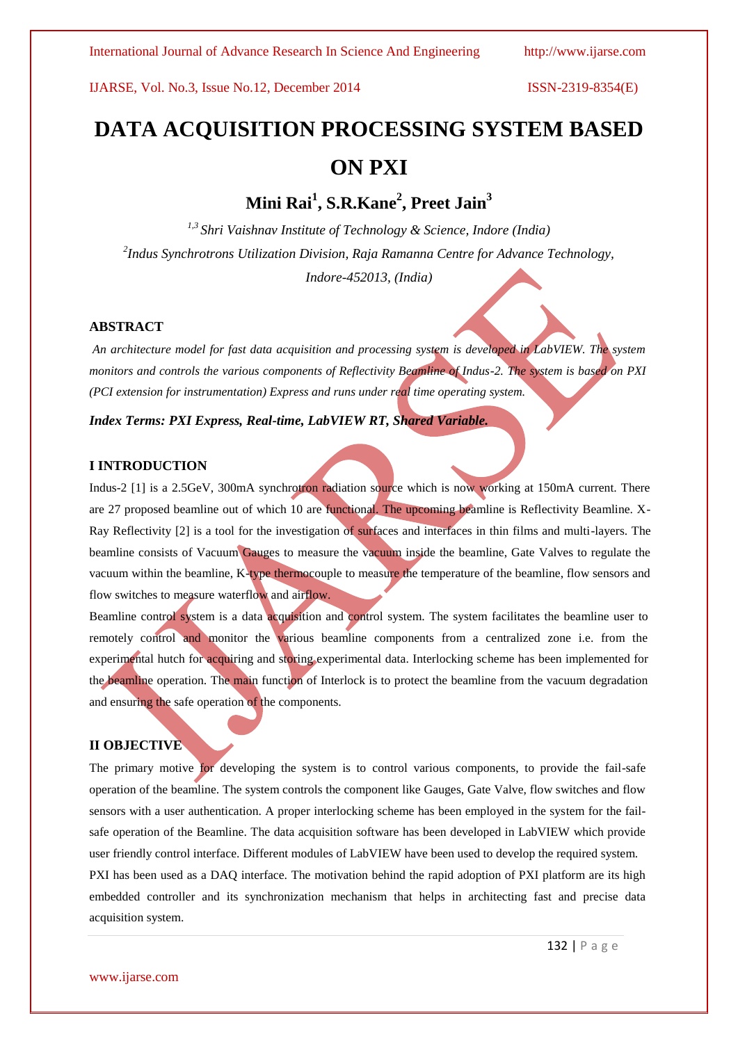# DATA ACQUISITION PROCESSING SYSTEM BASED ON PXI

**Mini Rai[1], S.R.Kane[2], Preet Jain[3]**

*[1,3] Shri Vaishnav Institute of Technology & Science, Indore (India)*

*[2]Indus Synchrotrons Utilization Division, Raja Ramanna Centre for Advance Technology, Indore-452013, (India)*

## ABSTRACT

*An architecture model for fast data acquisition and processing system is developed in LabVIEW. The system monitors and controls the various components of Reflectivity Beamline of Indus-2. The system is based on PXI (PCI extension for instrumentation) Express and runs under real time operating system.*

***Index Terms: PXI Express, Real-time, LabVIEW RT, Shared Variable.***

## I INTRODUCTION

Indus-2 [1] is a 2.5GeV, 300mA synchrotron radiation source which is now working at 150mA current. There are 27 proposed beamline out of which 10 are functional. The upcoming beamline is Reflectivity Beamline. X-Ray Reflectivity [2] is a tool for the investigation of surfaces and interfaces in thin films and multi-layers. The beamline consists of Vacuum Gauges to measure the vacuum inside the beamline, Gate Valves to regulate the vacuum within the beamline, K-type thermocouple to measure the temperature of the beamline, flow sensors and flow switches to measure waterflow and airflow.

Beamline control system is a data acquisition and control system. The system facilitates the beamline user to remotely control and monitor the various beamline components from a centralized zone i.e. from the experimental hutch for acquiring and storing experimental data. Interlocking scheme has been implemented for the beamline operation. The main function of Interlock is to protect the beamline from the vacuum degradation and ensuring the safe operation of the components.

## II OBJECTIVE

The primary motive for developing the system is to control various components, to provide the fail-safe operation of the beamline. The system controls the component like Gauges, Gate Valve, flow switches and flow sensors with a user authentication. A proper interlocking scheme has been employed in the system for the fail-safe operation of the Beamline. The data acquisition software has been developed in LabVIEW which provide user friendly control interface. Different modules of LabVIEW have been used to develop the required system.

PXI has been used as a DAQ interface. The motivation behind the rapid adoption of PXI platform are its high embedded controller and its synchronization mechanism that helps in architecting fast and precise data acquisition system.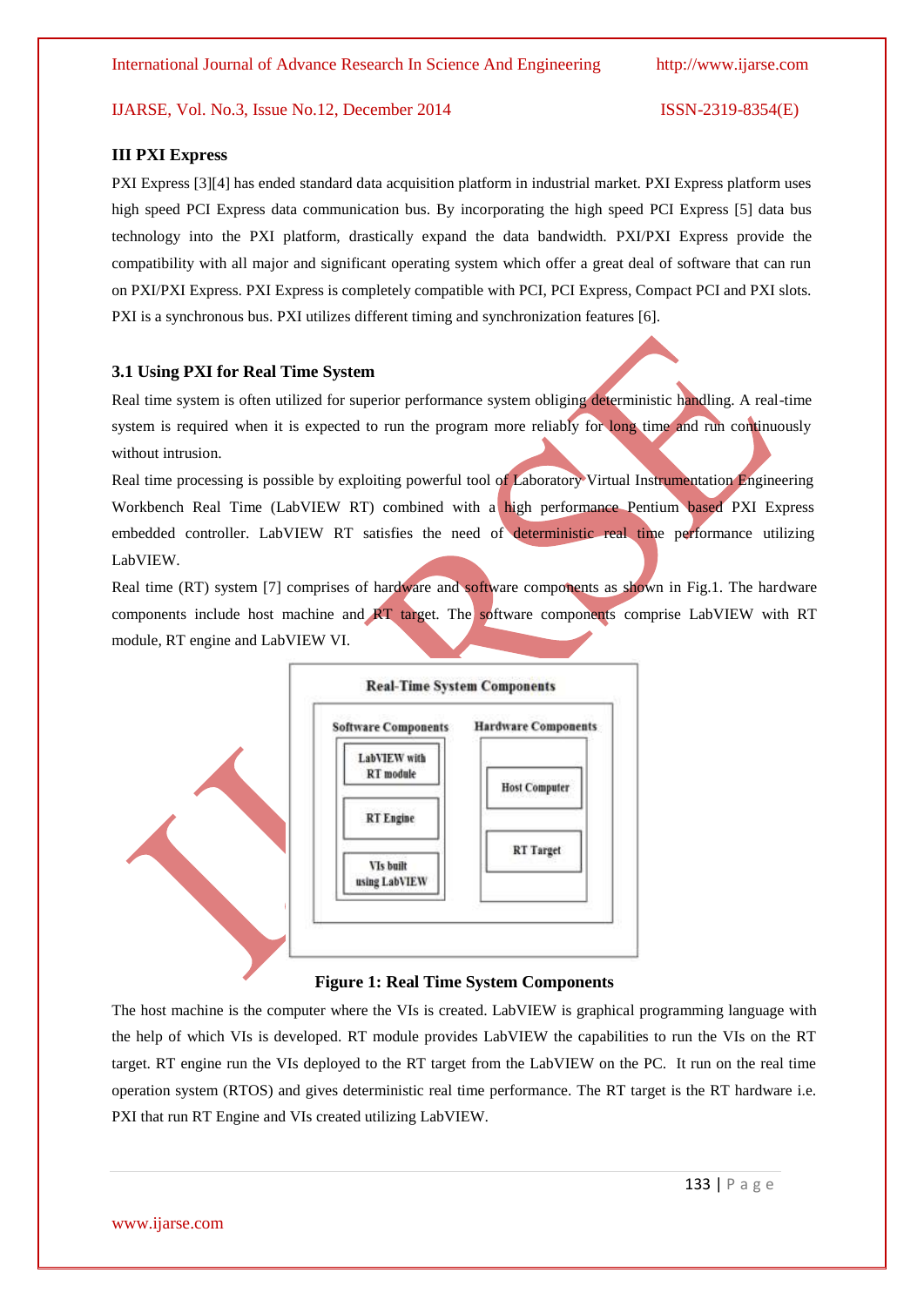### III PXI Express

PXI Express [3][4] has ended standard data acquisition platform in industrial market. PXI Express platform uses high speed PCI Express data communication bus. By incorporating the high speed PCI Express [5] data bus technology into the PXI platform, drastically expand the data bandwidth. PXI/PXI Express provide the compatibility with all major and significant operating system which offer a great deal of software that can run on PXI/PXI Express. PXI Express is completely compatible with PCI, PCI Express, Compact PCI and PXI slots. PXI is a synchronous bus. PXI utilizes different timing and synchronization features [6].

#### 3.1 Using PXI for Real Time System

Real time system is often utilized for superior performance system obliging deterministic handling. A real-time system is required when it is expected to run the program more reliably for long time and run continuously without intrusion.

Real time processing is possible by exploiting powerful tool of Laboratory Virtual Instrumentation Engineering Workbench Real Time (LabVIEW RT) combined with a high performance Pentium based PXI Express embedded controller. LabVIEW RT satisfies the need of deterministic real time performance utilizing LabVIEW.

Real time (RT) system [7] comprises of hardware and software components as shown in Fig.1. The hardware components include host machine and RT target. The software components comprise LabVIEW with RT module, RT engine and LabVIEW VI.

Real-Time System Components

Software Components: LabVIEW with RT module; RT Engine; VIs built using LabVIEW

Hardware Components: Host Computer; RT Target

**Figure 1: Real Time System Components**

The host machine is the computer where the VIs is created. LabVIEW is graphical programming language with the help of which VIs is developed. RT module provides LabVIEW the capabilities to run the VIs on the RT target. RT engine run the VIs deployed to the RT target from the LabVIEW on the PC. It run on the real time operation system (RTOS) and gives deterministic real time performance. The RT target is the RT hardware i.e. PXI that run RT Engine and VIs created utilizing LabVIEW.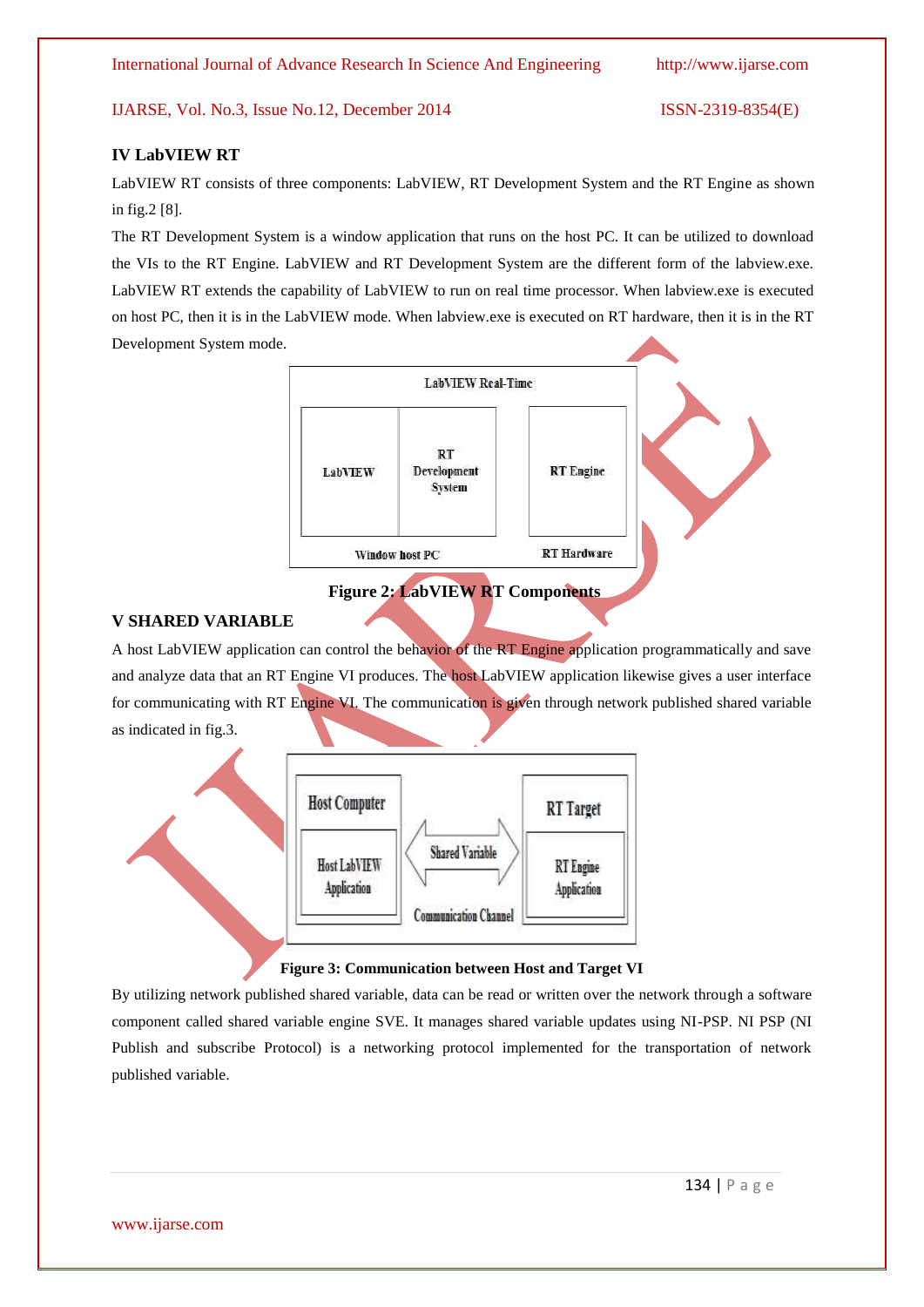## IV LabVIEW RT

LabVIEW RT consists of three components: LabVIEW, RT Development System and the RT Engine as shown in fig.2 [8].

The RT Development System is a window application that runs on the host PC. It can be utilized to download the VIs to the RT Engine. LabVIEW and RT Development System are the different form of the labview.exe. LabVIEW RT extends the capability of LabVIEW to run on real time processor. When labview.exe is executed on host PC, then it is in the LabVIEW mode. When labview.exe is executed on RT hardware, then it is in the RT Development System mode.

LabVIEW Real-Time

LabVIEW | RT Development System | RT Engine

Window host PC | RT Hardware

**Figure 2: LabVIEW RT Components**

## V SHARED VARIABLE

A host LabVIEW application can control the behavior of the RT Engine application programmatically and save and analyze data that an RT Engine VI produces. The host LabVIEW application likewise gives a user interface for communicating with RT Engine VI. The communication is given through network published shared variable as indicated in fig.3.

Host Computer: Host LabVIEW Application — Shared Variable (Communication Channel) — RT Target: RT Engine Application

**Figure 3: Communication between Host and Target VI**

By utilizing network published shared variable, data can be read or written over the network through a software component called shared variable engine SVE. It manages shared variable updates using NI-PSP. NI PSP (NI Publish and subscribe Protocol) is a networking protocol implemented for the transportation of network published variable.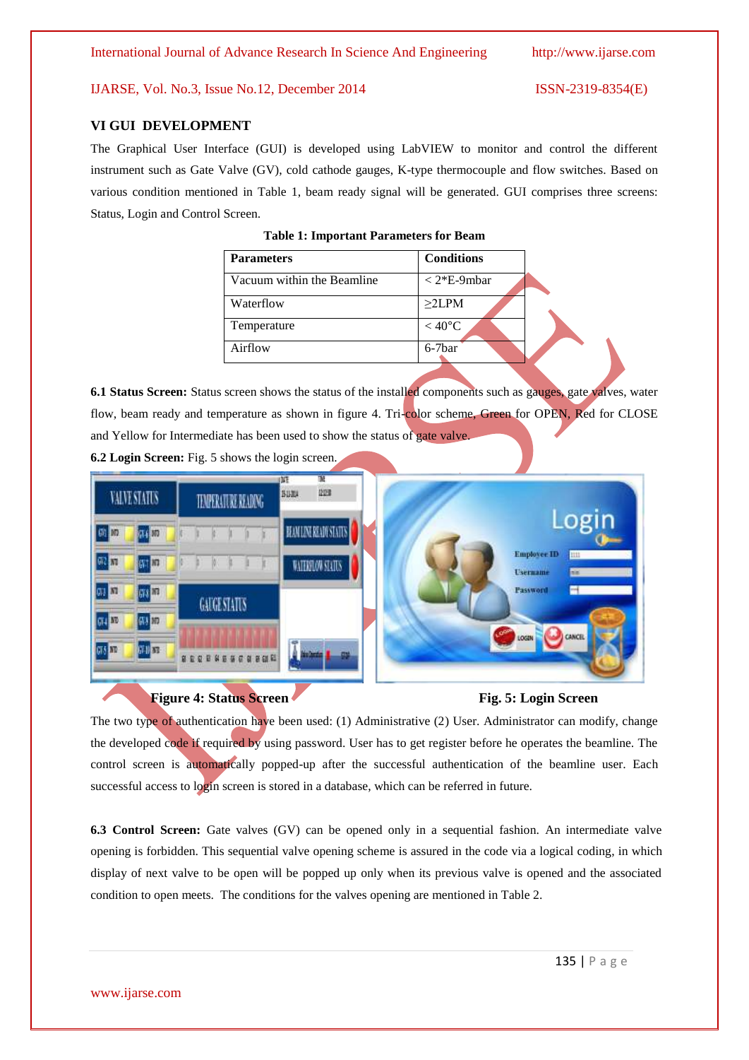## VI GUI DEVELOPMENT

The Graphical User Interface (GUI) is developed using LabVIEW to monitor and control the different instrument such as Gate Valve (GV), cold cathode gauges, K-type thermocouple and flow switches. Based on various condition mentioned in Table 1, beam ready signal will be generated. GUI comprises three screens: Status, Login and Control Screen.

**Table 1: Important Parameters for Beam**

| Parameters | Conditions |
|---|---|
| Vacuum within the Beamline | < 2*E-9mbar |
| Waterflow | ≥2LPM |
| Temperature | < 40°C |
| Airflow | 6-7bar |

**6.1 Status Screen:** Status screen shows the status of the installed components such as gauges, gate valves, water flow, beam ready and temperature as shown in figure 4. Tri-color scheme, Green for OPEN, Red for CLOSE and Yellow for Intermediate has been used to show the status of gate valve.

**6.2 Login Screen:** Fig. 5 shows the login screen.

**Figure 4: Status Screen**

**Fig. 5: Login Screen**

The two type of authentication have been used: (1) Administrative (2) User. Administrator can modify, change the developed code if required by using password. User has to get register before he operates the beamline. The control screen is automatically popped-up after the successful authentication of the beamline user. Each successful access to login screen is stored in a database, which can be referred in future.

**6.3 Control Screen:** Gate valves (GV) can be opened only in a sequential fashion. An intermediate valve opening is forbidden. This sequential valve opening scheme is assured in the code via a logical coding, in which display of next valve to be open will be popped up only when its previous valve is opened and the associated condition to open meets. The conditions for the valves opening are mentioned in Table 2.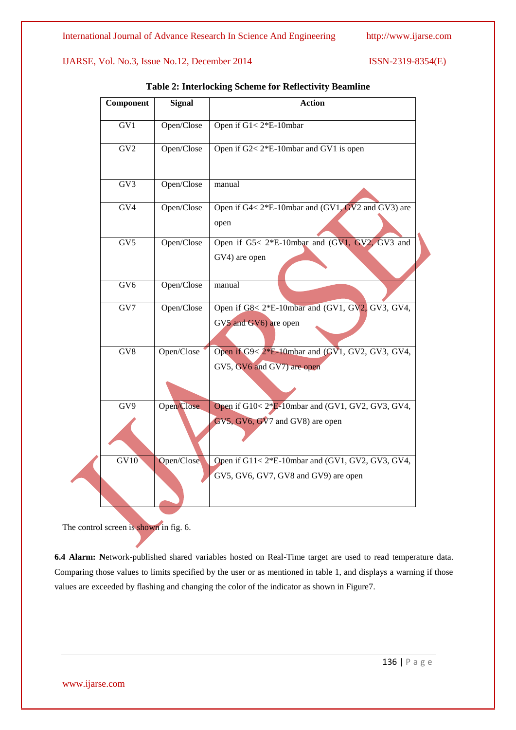**Table 2: Interlocking Scheme for Reflectivity Beamline**

| Component | Signal | Action |
|---|---|---|
| GV1 | Open/Close | Open if G1< 2*E-10mbar |
| GV2 | Open/Close | Open if G2< 2*E-10mbar and GV1 is open |
| GV3 | Open/Close | manual |
| GV4 | Open/Close | Open if G4< 2*E-10mbar and (GV1, GV2 and GV3) are open |
| GV5 | Open/Close | Open if G5< 2*E-10mbar and (GV1, GV2, GV3 and GV4) are open |
| GV6 | Open/Close | manual |
| GV7 | Open/Close | Open if G8< 2*E-10mbar and (GV1, GV2, GV3, GV4, GV5 and GV6) are open |
| GV8 | Open/Close | Open if G9< 2*E-10mbar and (GV1, GV2, GV3, GV4, GV5, GV6 and GV7) are open |
| GV9 | Open/Close | Open if G10< 2*E-10mbar and (GV1, GV2, GV3, GV4, GV5, GV6, GV7 and GV8) are open |
| GV10 | Open/Close | Open if G11< 2*E-10mbar and (GV1, GV2, GV3, GV4, GV5, GV6, GV7, GV8 and GV9) are open |

The control screen is shown in fig. 6.

**6.4 Alarm: N**etwork-published shared variables hosted on Real-Time target are used to read temperature data. Comparing those values to limits specified by the user or as mentioned in table 1, and displays a warning if those values are exceeded by flashing and changing the color of the indicator as shown in Figure7.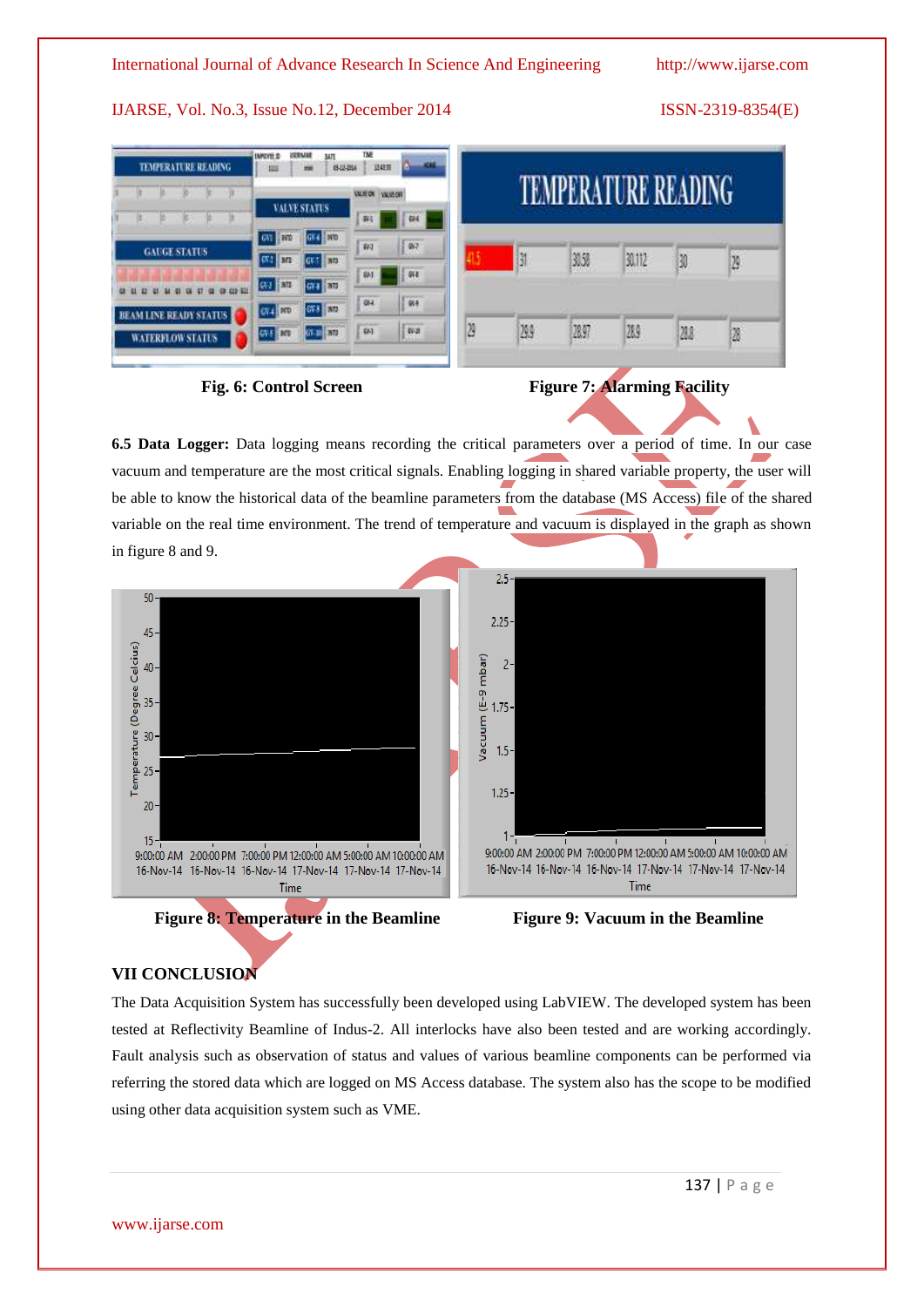Fig. 6: Control Screen

Figure 7: Alarming Facility

**6.5 Data Logger:** Data logging means recording the critical parameters over a period of time. In our case vacuum and temperature are the most critical signals. Enabling logging in shared variable property, the user will be able to know the historical data of the beamline parameters from the database (MS Access) file of the shared variable on the real time environment. The trend of temperature and vacuum is displayed in the graph as shown in figure 8 and 9.

Figure 8: Temperature in the Beamline

Figure 9: Vacuum in the Beamline

## VII CONCLUSION

The Data Acquisition System has successfully been developed using LabVIEW. The developed system has been tested at Reflectivity Beamline of Indus-2. All interlocks have also been tested and are working accordingly. Fault analysis such as observation of status and values of various beamline components can be performed via referring the stored data which are logged on MS Access database. The system also has the scope to be modified using other data acquisition system such as VME.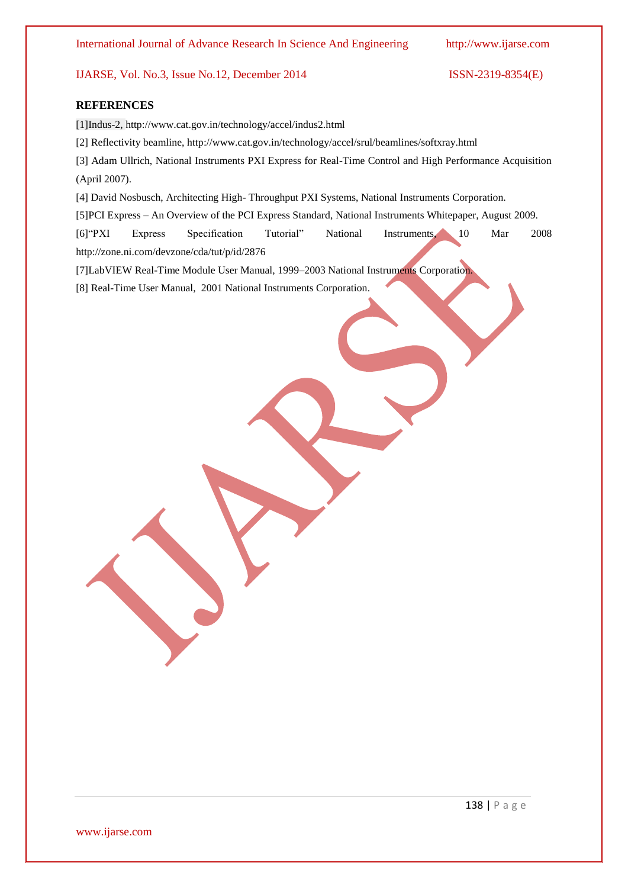## REFERENCES

[1]Indus-2, http://www.cat.gov.in/technology/accel/indus2.html

[2] Reflectivity beamline, http://www.cat.gov.in/technology/accel/srul/beamlines/softxray.html

[3] Adam Ullrich, National Instruments PXI Express for Real-Time Control and High Performance Acquisition (April 2007).

[4] David Nosbusch, Architecting High- Throughput PXI Systems, National Instruments Corporation.

[5]PCI Express – An Overview of the PCI Express Standard, National Instruments Whitepaper, August 2009.

[6]"PXI Express Specification Tutorial" National Instruments, 10 Mar 2008 http://zone.ni.com/devzone/cda/tut/p/id/2876

[7]LabVIEW Real-Time Module User Manual, 1999–2003 National Instruments Corporation.

[8] Real-Time User Manual, 2001 National Instruments Corporation.